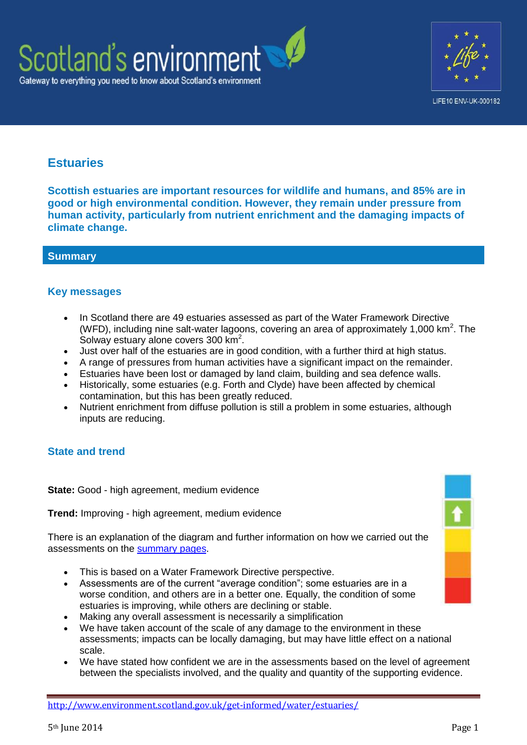# Estuaries

**Scottish estuaries are important resources for wildlife and humans, and 85% are in good or high environmental condition. However, they remain under pressure from human activity, particularly from nutrient enrichment and the damaging impacts of climate change.**

## Summary

### Key messages

- In Scotland there are 49 estuaries assessed as part of the Water Framework Directive (WFD), including nine salt-water lagoons, covering an area of approximately 1,000 $km^2$. The Solway estuary alone covers 300 $km^2$.
- Just over half of the estuaries are in good condition, with a further third at high status.
- A range of pressures from human activities have a significant impact on the remainder.
- Estuaries have been lost or damaged by land claim, building and sea defence walls.
- Historically, some estuaries (e.g. Forth and Clyde) have been affected by chemical contamination, but this has been greatly reduced.
- Nutrient enrichment from diffuse pollution is still a problem in some estuaries, although inputs are reducing.

### State and trend

**State:** Good - high agreement, medium evidence

**Trend:** Improving - high agreement, medium evidence

There is an explanation of the diagram and further information on how we carried out the assessments on the summary pages.

- This is based on a Water Framework Directive perspective.
- Assessments are of the current "average condition"; some estuaries are in a worse condition, and others are in a better one. Equally, the condition of some estuaries is improving, while others are declining or stable.
- Making any overall assessment is necessarily a simplification
- We have taken account of the scale of any damage to the environment in these assessments; impacts can be locally damaging, but may have little effect on a national scale.
- We have stated how confident we are in the assessments based on the level of agreement between the specialists involved, and the quality and quantity of the supporting evidence.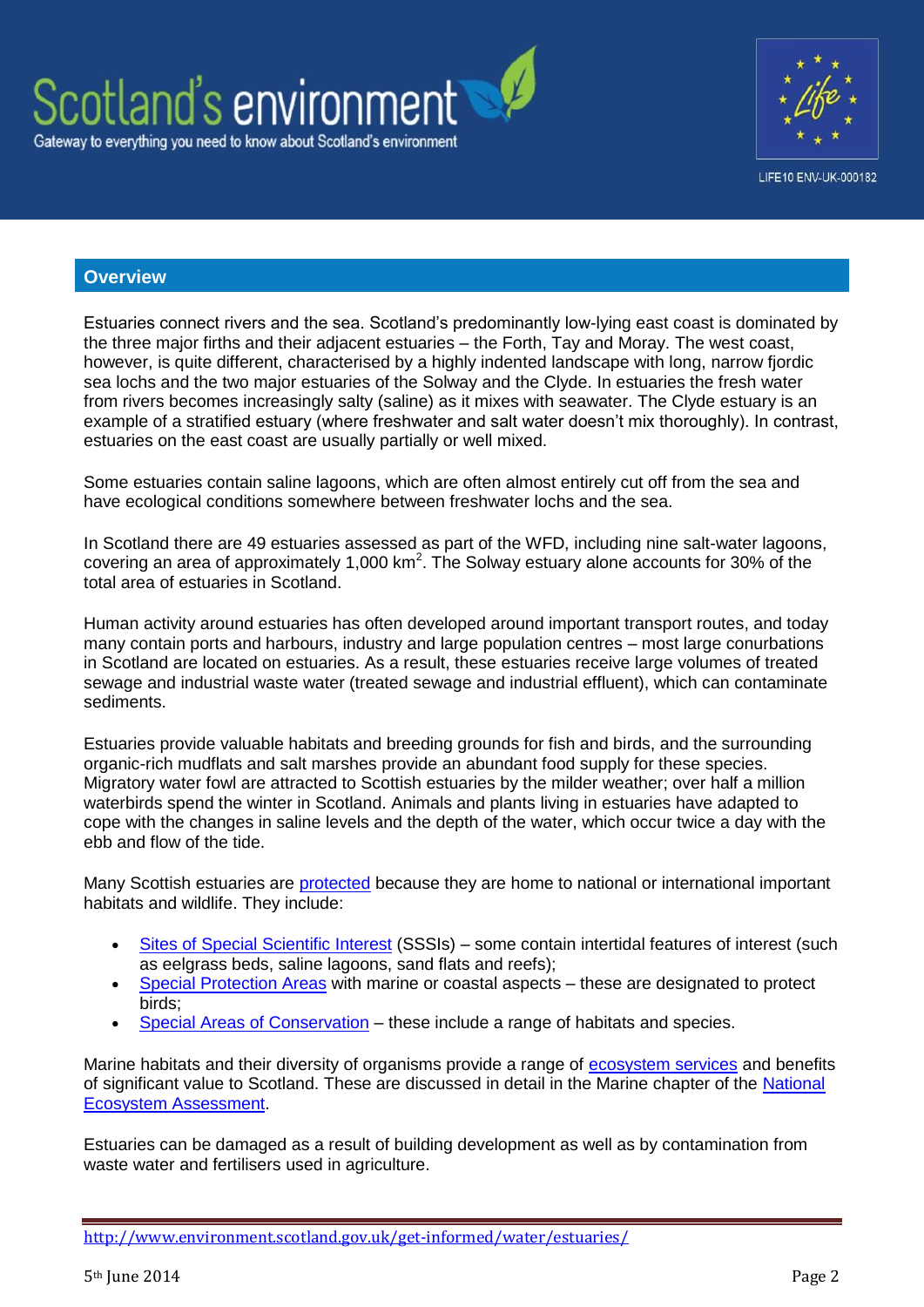## Overview

Estuaries connect rivers and the sea. Scotland's predominantly low-lying east coast is dominated by the three major firths and their adjacent estuaries – the Forth, Tay and Moray. The west coast, however, is quite different, characterised by a highly indented landscape with long, narrow fjordic sea lochs and the two major estuaries of the Solway and the Clyde. In estuaries the fresh water from rivers becomes increasingly salty (saline) as it mixes with seawater. The Clyde estuary is an example of a stratified estuary (where freshwater and salt water doesn't mix thoroughly). In contrast, estuaries on the east coast are usually partially or well mixed.

Some estuaries contain saline lagoons, which are often almost entirely cut off from the sea and have ecological conditions somewhere between freshwater lochs and the sea.

In Scotland there are 49 estuaries assessed as part of the WFD, including nine salt-water lagoons, covering an area of approximately 1,000 $km^2$. The Solway estuary alone accounts for 30% of the total area of estuaries in Scotland.

Human activity around estuaries has often developed around important transport routes, and today many contain ports and harbours, industry and large population centres – most large conurbations in Scotland are located on estuaries. As a result, these estuaries receive large volumes of treated sewage and industrial waste water (treated sewage and industrial effluent), which can contaminate sediments.

Estuaries provide valuable habitats and breeding grounds for fish and birds, and the surrounding organic-rich mudflats and salt marshes provide an abundant food supply for these species. Migratory water fowl are attracted to Scottish estuaries by the milder weather; over half a million waterbirds spend the winter in Scotland. Animals and plants living in estuaries have adapted to cope with the changes in saline levels and the depth of the water, which occur twice a day with the ebb and flow of the tide.

Many Scottish estuaries are protected because they are home to national or international important habitats and wildlife. They include:

- Sites of Special Scientific Interest (SSSIs) – some contain intertidal features of interest (such as eelgrass beds, saline lagoons, sand flats and reefs);
- Special Protection Areas with marine or coastal aspects – these are designated to protect birds;
- Special Areas of Conservation – these include a range of habitats and species.

Marine habitats and their diversity of organisms provide a range of ecosystem services and benefits of significant value to Scotland. These are discussed in detail in the Marine chapter of the National Ecosystem Assessment.

Estuaries can be damaged as a result of building development as well as by contamination from waste water and fertilisers used in agriculture.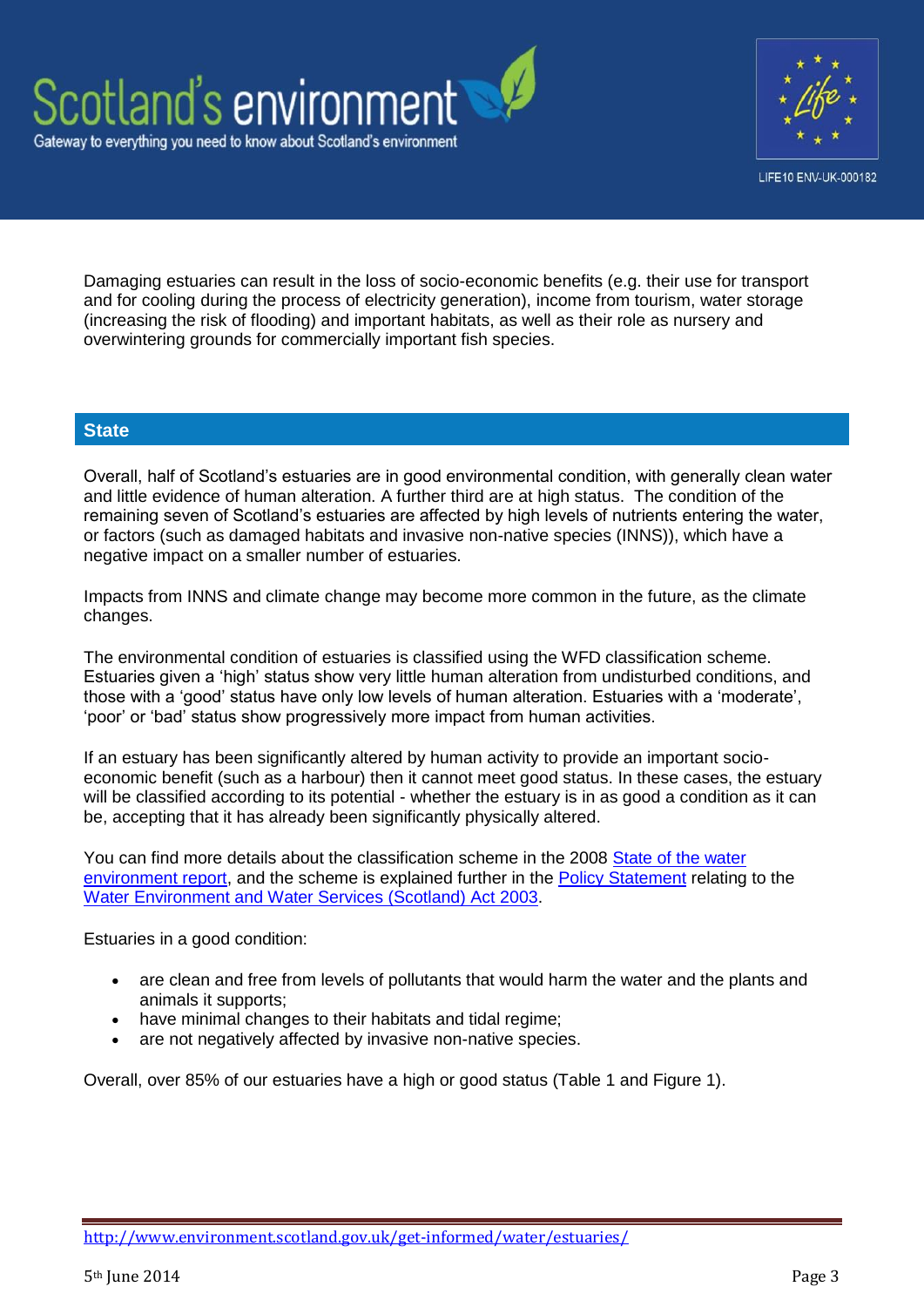Damaging estuaries can result in the loss of socio-economic benefits (e.g. their use for transport and for cooling during the process of electricity generation), income from tourism, water storage (increasing the risk of flooding) and important habitats, as well as their role as nursery and overwintering grounds for commercially important fish species.

## State

Overall, half of Scotland's estuaries are in good environmental condition, with generally clean water and little evidence of human alteration. A further third are at high status. The condition of the remaining seven of Scotland's estuaries are affected by high levels of nutrients entering the water, or factors (such as damaged habitats and invasive non-native species (INNS)), which have a negative impact on a smaller number of estuaries.

Impacts from INNS and climate change may become more common in the future, as the climate changes.

The environmental condition of estuaries is classified using the WFD classification scheme. Estuaries given a 'high' status show very little human alteration from undisturbed conditions, and those with a 'good' status have only low levels of human alteration. Estuaries with a 'moderate', 'poor' or 'bad' status show progressively more impact from human activities.

If an estuary has been significantly altered by human activity to provide an important socio-economic benefit (such as a harbour) then it cannot meet good status. In these cases, the estuary will be classified according to its potential - whether the estuary is in as good a condition as it can be, accepting that it has already been significantly physically altered.

You can find more details about the classification scheme in the 2008 State of the water environment report, and the scheme is explained further in the Policy Statement relating to the Water Environment and Water Services (Scotland) Act 2003.

Estuaries in a good condition:

- are clean and free from levels of pollutants that would harm the water and the plants and animals it supports;
- have minimal changes to their habitats and tidal regime;
- are not negatively affected by invasive non-native species.

Overall, over 85% of our estuaries have a high or good status (Table 1 and Figure 1).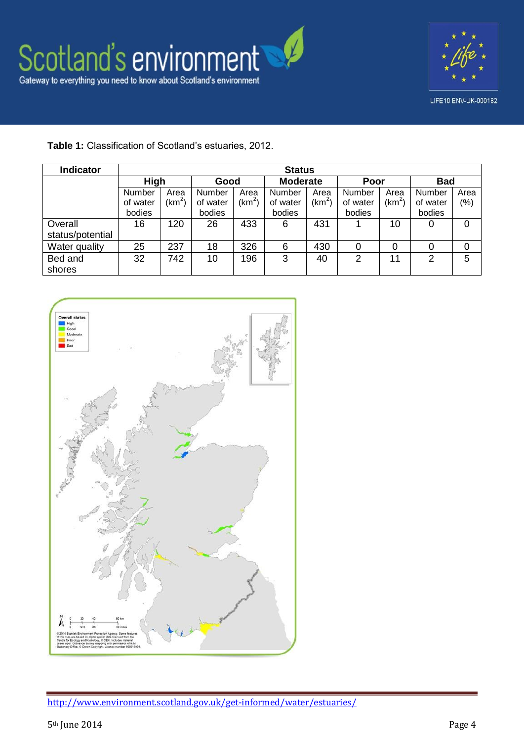**Table 1:** Classification of Scotland's estuaries, 2012.

| Indicator | Status | | | | | | | | | |
|---|---|---|---|---|---|---|---|---|---|---|
| | High | | Good | | Moderate | | Poor | | Bad | |
| | Number of water bodies | Area ($km^2$) | Number of water bodies | Area ($km^2$) | Number of water bodies | Area ($km^2$) | Number of water bodies | Area ($km^2$) | Number of water bodies | Area (%) |
| Overall status/potential | 16 | 120 | 26 | 433 | 6 | 431 | 1 | 10 | 0 | 0 |
| Water quality | 25 | 237 | 18 | 326 | 6 | 430 | 0 | 0 | 0 | 0 |
| Bed and shores | 32 | 742 | 10 | 196 | 3 | 40 | 2 | 11 | 2 | 5 |

http://www.environment.scotland.gov.uk/get-informed/water/estuaries/

5th June 2014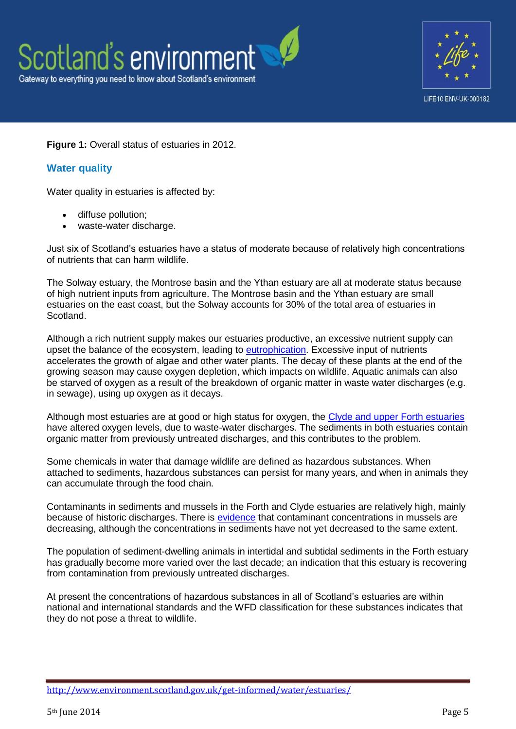**Figure 1:** Overall status of estuaries in 2012.

## Water quality

Water quality in estuaries is affected by:

- diffuse pollution;
- waste-water discharge.

Just six of Scotland's estuaries have a status of moderate because of relatively high concentrations of nutrients that can harm wildlife.

The Solway estuary, the Montrose basin and the Ythan estuary are all at moderate status because of high nutrient inputs from agriculture. The Montrose basin and the Ythan estuary are small estuaries on the east coast, but the Solway accounts for 30% of the total area of estuaries in Scotland.

Although a rich nutrient supply makes our estuaries productive, an excessive nutrient supply can upset the balance of the ecosystem, leading to eutrophication. Excessive input of nutrients accelerates the growth of algae and other water plants. The decay of these plants at the end of the growing season may cause oxygen depletion, which impacts on wildlife. Aquatic animals can also be starved of oxygen as a result of the breakdown of organic matter in waste water discharges (e.g. in sewage), using up oxygen as it decays.

Although most estuaries are at good or high status for oxygen, the Clyde and upper Forth estuaries have altered oxygen levels, due to waste-water discharges. The sediments in both estuaries contain organic matter from previously untreated discharges, and this contributes to the problem.

Some chemicals in water that damage wildlife are defined as hazardous substances. When attached to sediments, hazardous substances can persist for many years, and when in animals they can accumulate through the food chain.

Contaminants in sediments and mussels in the Forth and Clyde estuaries are relatively high, mainly because of historic discharges. There is evidence that contaminant concentrations in mussels are decreasing, although the concentrations in sediments have not yet decreased to the same extent.

The population of sediment-dwelling animals in intertidal and subtidal sediments in the Forth estuary has gradually become more varied over the last decade; an indication that this estuary is recovering from contamination from previously untreated discharges.

At present the concentrations of hazardous substances in all of Scotland's estuaries are within national and international standards and the WFD classification for these substances indicates that they do not pose a threat to wildlife.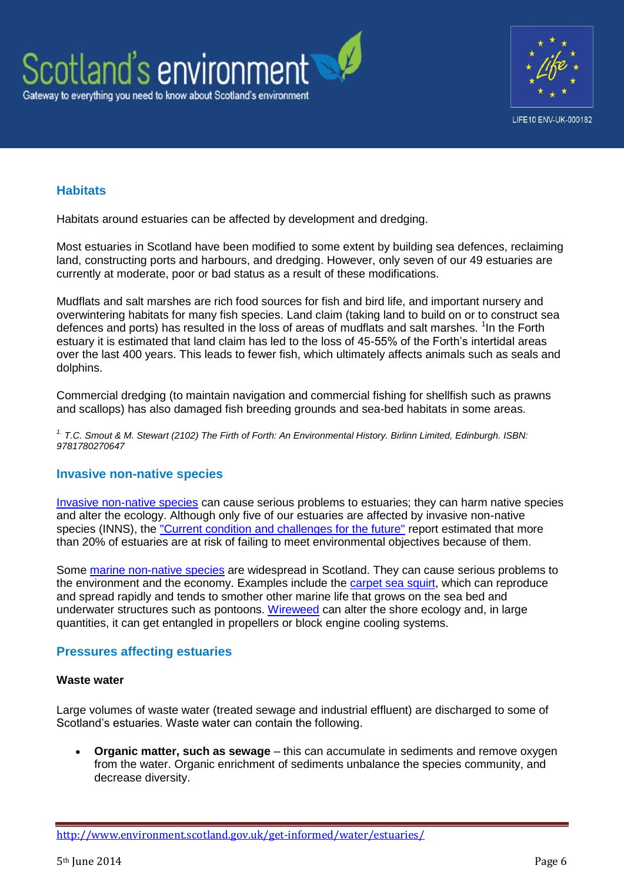## Habitats

Habitats around estuaries can be affected by development and dredging.

Most estuaries in Scotland have been modified to some extent by building sea defences, reclaiming land, constructing ports and harbours, and dredging. However, only seven of our 49 estuaries are currently at moderate, poor or bad status as a result of these modifications.

Mudflats and salt marshes are rich food sources for fish and bird life, and important nursery and overwintering habitats for many fish species. Land claim (taking land to build on or to construct sea defences and ports) has resulted in the loss of areas of mudflats and salt marshes. [1]In the Forth estuary it is estimated that land claim has led to the loss of 45-55% of the Forth's intertidal areas over the last 400 years. This leads to fewer fish, which ultimately affects animals such as seals and dolphins.

Commercial dredging (to maintain navigation and commercial fishing for shellfish such as prawns and scallops) has also damaged fish breeding grounds and sea-bed habitats in some areas.

*[1] T.C. Smout & M. Stewart (2102) The Firth of Forth: An Environmental History. Birlinn Limited, Edinburgh. ISBN: 9781780270647*

## Invasive non-native species

Invasive non-native species can cause serious problems to estuaries; they can harm native species and alter the ecology. Although only five of our estuaries are affected by invasive non-native species (INNS), the "Current condition and challenges for the future" report estimated that more than 20% of estuaries are at risk of failing to meet environmental objectives because of them.

Some marine non-native species are widespread in Scotland. They can cause serious problems to the environment and the economy. Examples include the carpet sea squirt, which can reproduce and spread rapidly and tends to smother other marine life that grows on the sea bed and underwater structures such as pontoons. Wireweed can alter the shore ecology and, in large quantities, it can get entangled in propellers or block engine cooling systems.

## Pressures affecting estuaries

### Waste water

Large volumes of waste water (treated sewage and industrial effluent) are discharged to some of Scotland's estuaries. Waste water can contain the following.

- **Organic matter, such as sewage** – this can accumulate in sediments and remove oxygen from the water. Organic enrichment of sediments unbalance the species community, and decrease diversity.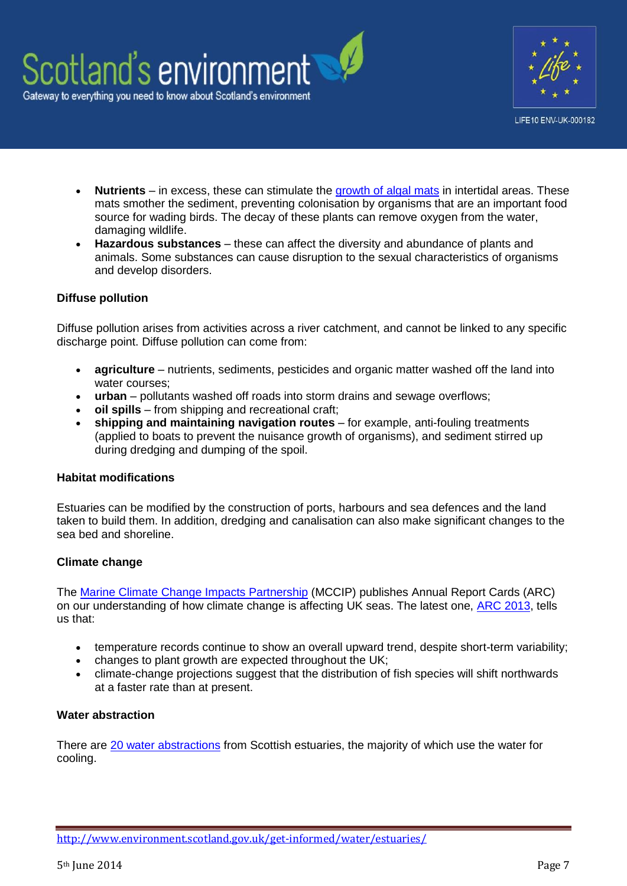- **Nutrients** – in excess, these can stimulate the growth of algal mats in intertidal areas. These mats smother the sediment, preventing colonisation by organisms that are an important food source for wading birds. The decay of these plants can remove oxygen from the water, damaging wildlife.
- **Hazardous substances** – these can affect the diversity and abundance of plants and animals. Some substances can cause disruption to the sexual characteristics of organisms and develop disorders.

**Diffuse pollution**

Diffuse pollution arises from activities across a river catchment, and cannot be linked to any specific discharge point. Diffuse pollution can come from:

- **agriculture** – nutrients, sediments, pesticides and organic matter washed off the land into water courses;
- **urban** – pollutants washed off roads into storm drains and sewage overflows;
- **oil spills** – from shipping and recreational craft;
- **shipping and maintaining navigation routes** – for example, anti-fouling treatments (applied to boats to prevent the nuisance growth of organisms), and sediment stirred up during dredging and dumping of the spoil.

**Habitat modifications**

Estuaries can be modified by the construction of ports, harbours and sea defences and the land taken to build them. In addition, dredging and canalisation can also make significant changes to the sea bed and shoreline.

**Climate change**

The Marine Climate Change Impacts Partnership (MCCIP) publishes Annual Report Cards (ARC) on our understanding of how climate change is affecting UK seas. The latest one, ARC 2013, tells us that:

- temperature records continue to show an overall upward trend, despite short-term variability;
- changes to plant growth are expected throughout the UK;
- climate-change projections suggest that the distribution of fish species will shift northwards at a faster rate than at present.

**Water abstraction**

There are 20 water abstractions from Scottish estuaries, the majority of which use the water for cooling.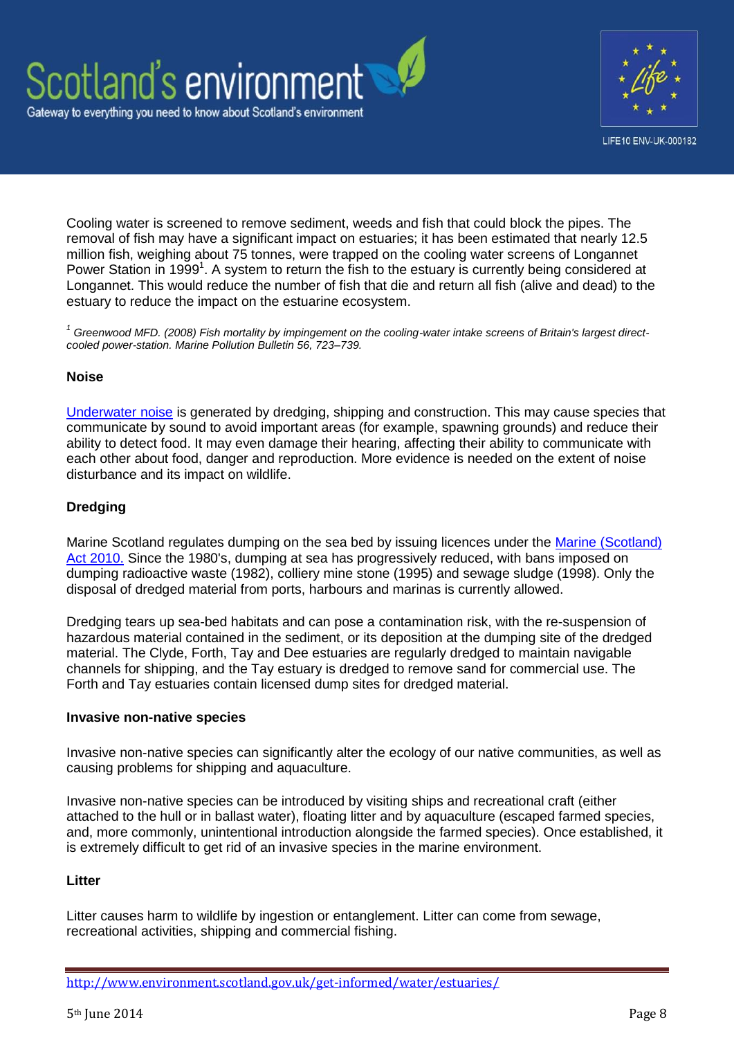Cooling water is screened to remove sediment, weeds and fish that could block the pipes. The removal of fish may have a significant impact on estuaries; it has been estimated that nearly 12.5 million fish, weighing about 75 tonnes, were trapped on the cooling water screens of Longannet Power Station in 1999[1]. A system to return the fish to the estuary is currently being considered at Longannet. This would reduce the number of fish that die and return all fish (alive and dead) to the estuary to reduce the impact on the estuarine ecosystem.

[1] *Greenwood MFD. (2008) Fish mortality by impingement on the cooling-water intake screens of Britain's largest direct-cooled power-station. Marine Pollution Bulletin 56, 723–739.*

#### Noise

Underwater noise is generated by dredging, shipping and construction. This may cause species that communicate by sound to avoid important areas (for example, spawning grounds) and reduce their ability to detect food. It may even damage their hearing, affecting their ability to communicate with each other about food, danger and reproduction. More evidence is needed on the extent of noise disturbance and its impact on wildlife.

#### Dredging

Marine Scotland regulates dumping on the sea bed by issuing licences under the Marine (Scotland) Act 2010. Since the 1980's, dumping at sea has progressively reduced, with bans imposed on dumping radioactive waste (1982), colliery mine stone (1995) and sewage sludge (1998). Only the disposal of dredged material from ports, harbours and marinas is currently allowed.

Dredging tears up sea-bed habitats and can pose a contamination risk, with the re-suspension of hazardous material contained in the sediment, or its deposition at the dumping site of the dredged material. The Clyde, Forth, Tay and Dee estuaries are regularly dredged to maintain navigable channels for shipping, and the Tay estuary is dredged to remove sand for commercial use. The Forth and Tay estuaries contain licensed dump sites for dredged material.

#### Invasive non-native species

Invasive non-native species can significantly alter the ecology of our native communities, as well as causing problems for shipping and aquaculture.

Invasive non-native species can be introduced by visiting ships and recreational craft (either attached to the hull or in ballast water), floating litter and by aquaculture (escaped farmed species, and, more commonly, unintentional introduction alongside the farmed species). Once established, it is extremely difficult to get rid of an invasive species in the marine environment.

#### Litter

Litter causes harm to wildlife by ingestion or entanglement. Litter can come from sewage, recreational activities, shipping and commercial fishing.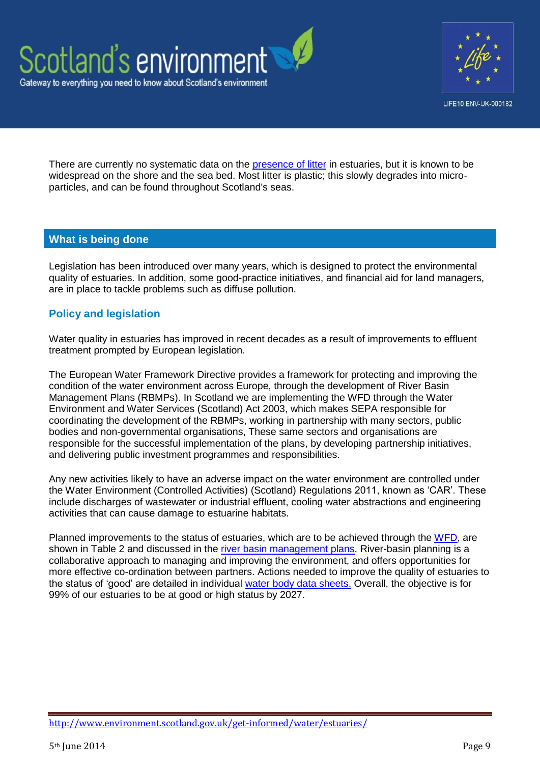There are currently no systematic data on the presence of litter in estuaries, but it is known to be widespread on the shore and the sea bed. Most litter is plastic; this slowly degrades into micro-particles, and can be found throughout Scotland's seas.

## What is being done

Legislation has been introduced over many years, which is designed to protect the environmental quality of estuaries. In addition, some good-practice initiatives, and financial aid for land managers, are in place to tackle problems such as diffuse pollution.

### Policy and legislation

Water quality in estuaries has improved in recent decades as a result of improvements to effluent treatment prompted by European legislation.

The European Water Framework Directive provides a framework for protecting and improving the condition of the water environment across Europe, through the development of River Basin Management Plans (RBMPs). In Scotland we are implementing the WFD through the Water Environment and Water Services (Scotland) Act 2003, which makes SEPA responsible for coordinating the development of the RBMPs, working in partnership with many sectors, public bodies and non-governmental organisations, These same sectors and organisations are responsible for the successful implementation of the plans, by developing partnership initiatives, and delivering public investment programmes and responsibilities.

Any new activities likely to have an adverse impact on the water environment are controlled under the Water Environment (Controlled Activities) (Scotland) Regulations 2011, known as 'CAR'. These include discharges of wastewater or industrial effluent, cooling water abstractions and engineering activities that can cause damage to estuarine habitats.

Planned improvements to the status of estuaries, which are to be achieved through the WFD, are shown in Table 2 and discussed in the river basin management plans. River-basin planning is a collaborative approach to managing and improving the environment, and offers opportunities for more effective co-ordination between partners. Actions needed to improve the quality of estuaries to the status of 'good' are detailed in individual water body data sheets. Overall, the objective is for 99% of our estuaries to be at good or high status by 2027.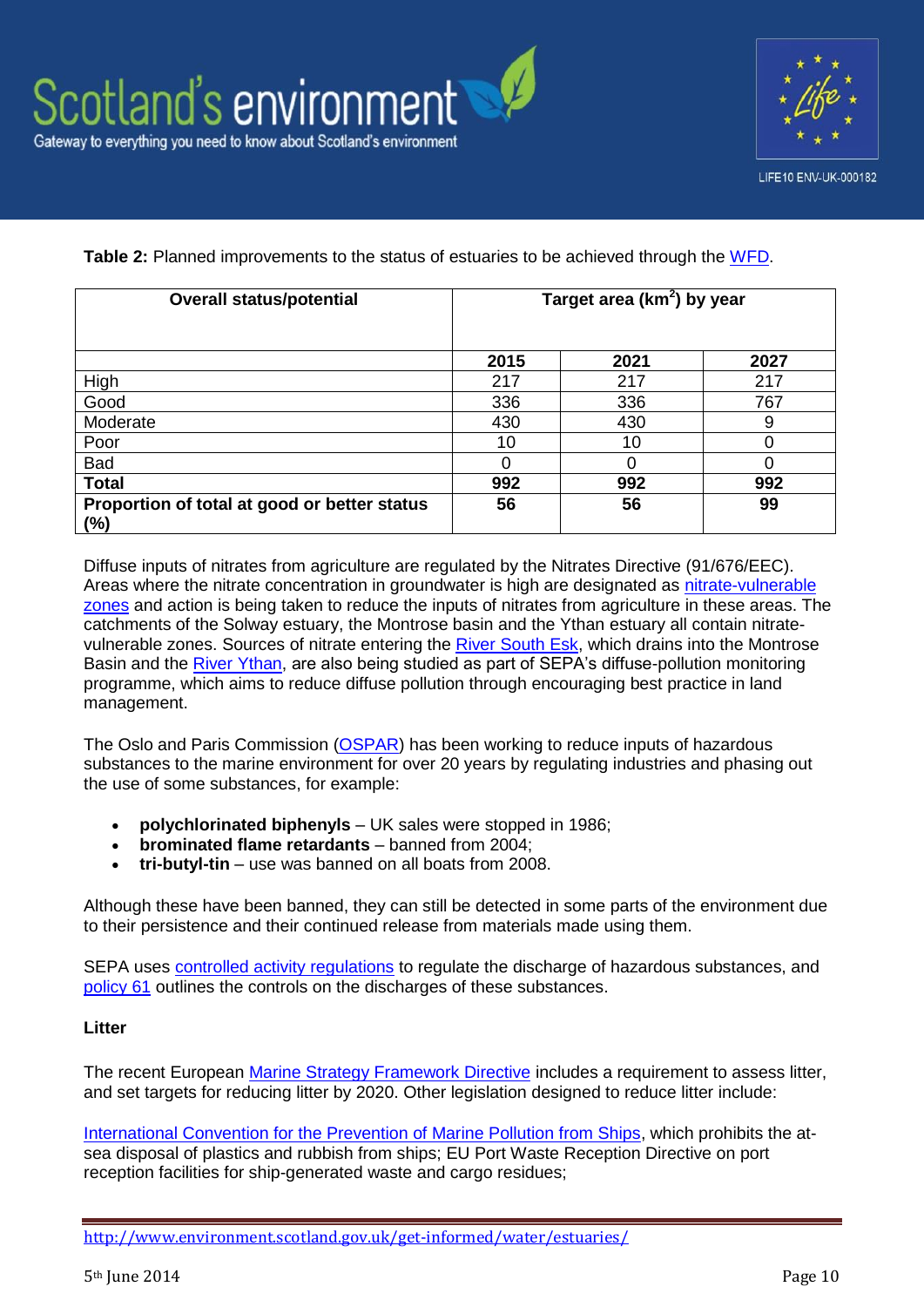**Table 2:** Planned improvements to the status of estuaries to be achieved through the WFD.

| Overall status/potential | Target area (km$^2$) by year | | |
|---|---|---|---|
| | 2015 | 2021 | 2027 |
| High | 217 | 217 | 217 |
| Good | 336 | 336 | 767 |
| Moderate | 430 | 430 | 9 |
| Poor | 10 | 10 | 0 |
| Bad | 0 | 0 | 0 |
| **Total** | **992** | **992** | **992** |
| **Proportion of total at good or better status (%)** | **56** | **56** | **99** |

Diffuse inputs of nitrates from agriculture are regulated by the Nitrates Directive (91/676/EEC). Areas where the nitrate concentration in groundwater is high are designated as nitrate-vulnerable zones and action is being taken to reduce the inputs of nitrates from agriculture in these areas. The catchments of the Solway estuary, the Montrose basin and the Ythan estuary all contain nitrate-vulnerable zones. Sources of nitrate entering the River South Esk, which drains into the Montrose Basin and the River Ythan, are also being studied as part of SEPA's diffuse-pollution monitoring programme, which aims to reduce diffuse pollution through encouraging best practice in land management.

The Oslo and Paris Commission (OSPAR) has been working to reduce inputs of hazardous substances to the marine environment for over 20 years by regulating industries and phasing out the use of some substances, for example:

- **polychlorinated biphenyls** – UK sales were stopped in 1986;
- **brominated flame retardants** – banned from 2004;
- **tri-butyl-tin** – use was banned on all boats from 2008.

Although these have been banned, they can still be detected in some parts of the environment due to their persistence and their continued release from materials made using them.

SEPA uses controlled activity regulations to regulate the discharge of hazardous substances, and policy 61 outlines the controls on the discharges of these substances.

**Litter**

The recent European Marine Strategy Framework Directive includes a requirement to assess litter, and set targets for reducing litter by 2020. Other legislation designed to reduce litter include:

International Convention for the Prevention of Marine Pollution from Ships, which prohibits the at-sea disposal of plastics and rubbish from ships; EU Port Waste Reception Directive on port reception facilities for ship-generated waste and cargo residues;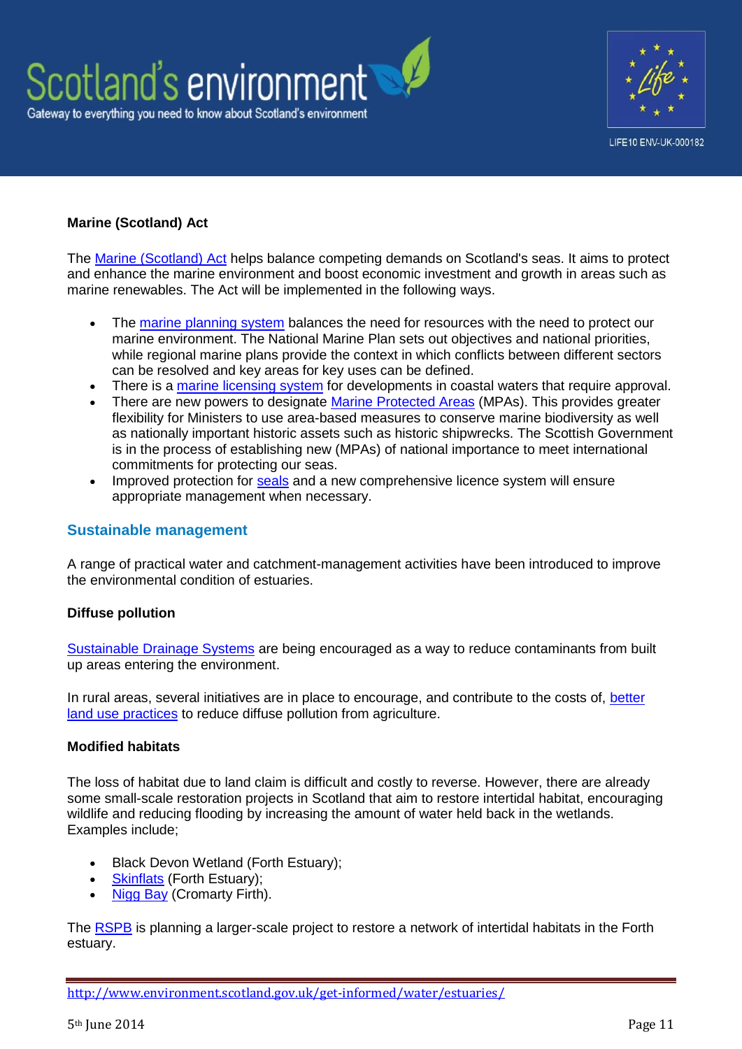**Marine (Scotland) Act**

The Marine (Scotland) Act helps balance competing demands on Scotland's seas. It aims to protect and enhance the marine environment and boost economic investment and growth in areas such as marine renewables. The Act will be implemented in the following ways.

- The marine planning system balances the need for resources with the need to protect our marine environment. The National Marine Plan sets out objectives and national priorities, while regional marine plans provide the context in which conflicts between different sectors can be resolved and key areas for key uses can be defined.
- There is a marine licensing system for developments in coastal waters that require approval.
- There are new powers to designate Marine Protected Areas (MPAs). This provides greater flexibility for Ministers to use area-based measures to conserve marine biodiversity as well as nationally important historic assets such as historic shipwrecks. The Scottish Government is in the process of establishing new (MPAs) of national importance to meet international commitments for protecting our seas.
- Improved protection for seals and a new comprehensive licence system will ensure appropriate management when necessary.

## Sustainable management

A range of practical water and catchment-management activities have been introduced to improve the environmental condition of estuaries.

**Diffuse pollution**

Sustainable Drainage Systems are being encouraged as a way to reduce contaminants from built up areas entering the environment.

In rural areas, several initiatives are in place to encourage, and contribute to the costs of, better land use practices to reduce diffuse pollution from agriculture.

**Modified habitats**

The loss of habitat due to land claim is difficult and costly to reverse. However, there are already some small-scale restoration projects in Scotland that aim to restore intertidal habitat, encouraging wildlife and reducing flooding by increasing the amount of water held back in the wetlands. Examples include;

- Black Devon Wetland (Forth Estuary);
- Skinflats (Forth Estuary);
- Nigg Bay (Cromarty Firth).

The RSPB is planning a larger-scale project to restore a network of intertidal habitats in the Forth estuary.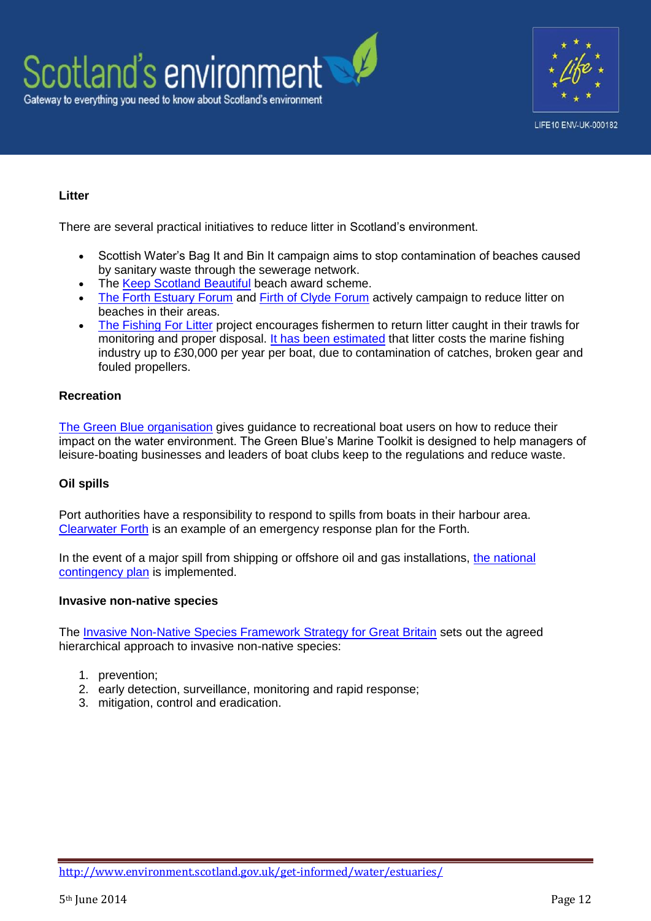**Litter**

There are several practical initiatives to reduce litter in Scotland's environment.

- Scottish Water's Bag It and Bin It campaign aims to stop contamination of beaches caused by sanitary waste through the sewerage network.
- The Keep Scotland Beautiful beach award scheme.
- The Forth Estuary Forum and Firth of Clyde Forum actively campaign to reduce litter on beaches in their areas.
- The Fishing For Litter project encourages fishermen to return litter caught in their trawls for monitoring and proper disposal. It has been estimated that litter costs the marine fishing industry up to £30,000 per year per boat, due to contamination of catches, broken gear and fouled propellers.

**Recreation**

The Green Blue organisation gives guidance to recreational boat users on how to reduce their impact on the water environment. The Green Blue's Marine Toolkit is designed to help managers of leisure-boating businesses and leaders of boat clubs keep to the regulations and reduce waste.

**Oil spills**

Port authorities have a responsibility to respond to spills from boats in their harbour area. Clearwater Forth is an example of an emergency response plan for the Forth.

In the event of a major spill from shipping or offshore oil and gas installations, the national contingency plan is implemented.

**Invasive non-native species**

The Invasive Non-Native Species Framework Strategy for Great Britain sets out the agreed hierarchical approach to invasive non-native species:

1. prevention;
2. early detection, surveillance, monitoring and rapid response;
3. mitigation, control and eradication.